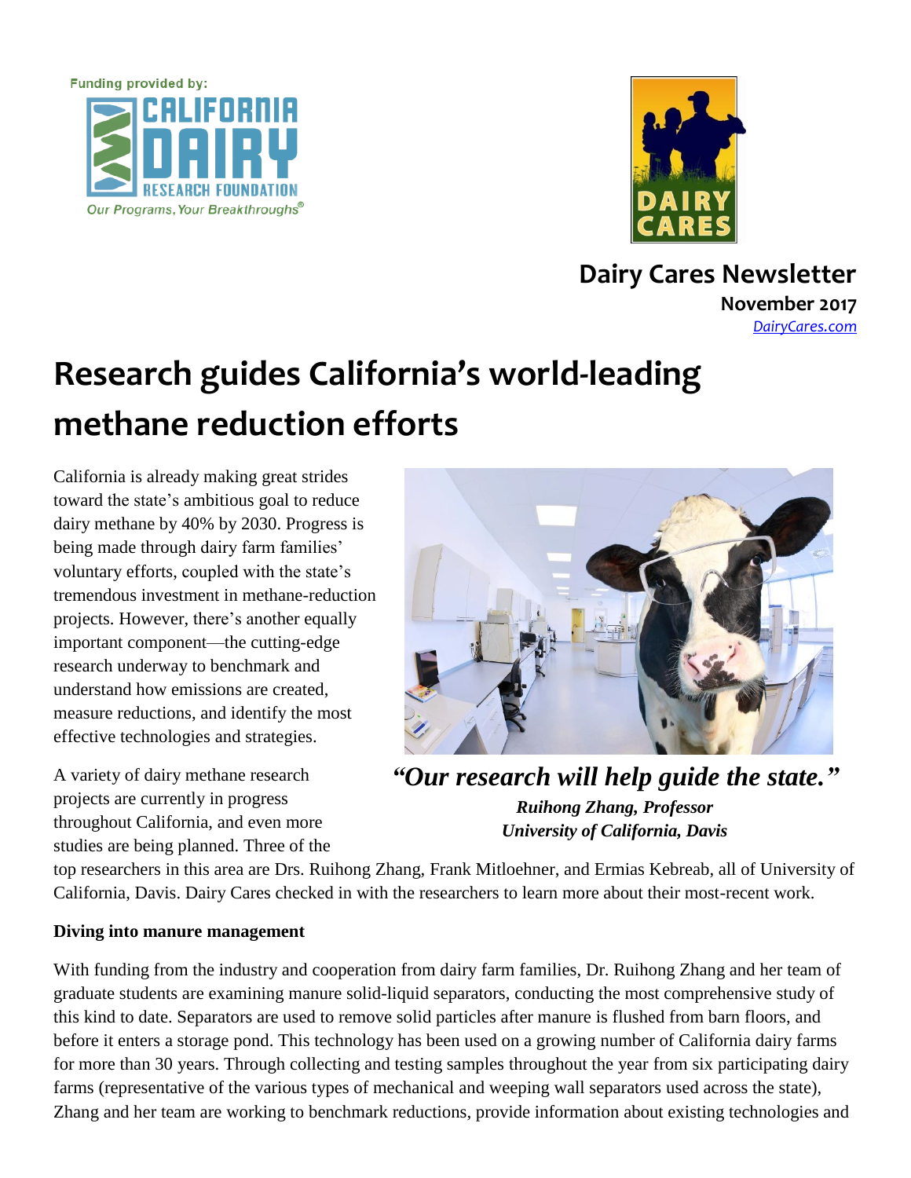Funding provided by:

CALIFORNIA DAIRY RESEARCH FOUNDATION

*Our Programs, Your Breakthroughs®*

DAIRY CARES

**Dairy Cares Newsletter**

**November 2017**

*DairyCares.com*

# Research guides California's world-leading methane reduction efforts

California is already making great strides toward the state's ambitious goal to reduce dairy methane by 40% by 2030. Progress is being made through dairy farm families' voluntary efforts, coupled with the state's tremendous investment in methane-reduction projects. However, there's another equally important component—the cutting-edge research underway to benchmark and understand how emissions are created, measure reductions, and identify the most effective technologies and strategies.

***"Our research will help guide the state."***

***Ruihong Zhang, Professor***
***University of California, Davis***

A variety of dairy methane research projects are currently in progress throughout California, and even more studies are being planned. Three of the top researchers in this area are Drs. Ruihong Zhang, Frank Mitloehner, and Ermias Kebreab, all of University of California, Davis. Dairy Cares checked in with the researchers to learn more about their most-recent work.

**Diving into manure management**

With funding from the industry and cooperation from dairy farm families, Dr. Ruihong Zhang and her team of graduate students are examining manure solid-liquid separators, conducting the most comprehensive study of this kind to date. Separators are used to remove solid particles after manure is flushed from barn floors, and before it enters a storage pond. This technology has been used on a growing number of California dairy farms for more than 30 years. Through collecting and testing samples throughout the year from six participating dairy farms (representative of the various types of mechanical and weeping wall separators used across the state), Zhang and her team are working to benchmark reductions, provide information about existing technologies and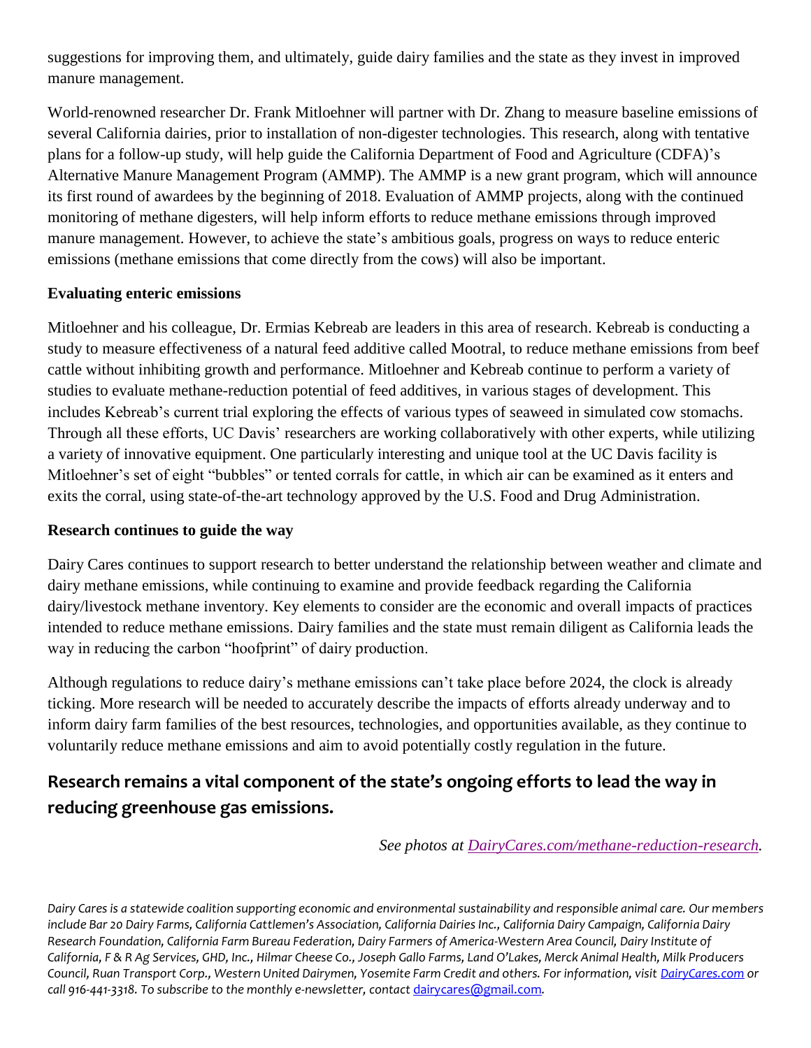suggestions for improving them, and ultimately, guide dairy families and the state as they invest in improved manure management.

World-renowned researcher Dr. Frank Mitloehner will partner with Dr. Zhang to measure baseline emissions of several California dairies, prior to installation of non-digester technologies. This research, along with tentative plans for a follow-up study, will help guide the California Department of Food and Agriculture (CDFA)'s Alternative Manure Management Program (AMMP). The AMMP is a new grant program, which will announce its first round of awardees by the beginning of 2018. Evaluation of AMMP projects, along with the continued monitoring of methane digesters, will help inform efforts to reduce methane emissions through improved manure management. However, to achieve the state's ambitious goals, progress on ways to reduce enteric emissions (methane emissions that come directly from the cows) will also be important.

**Evaluating enteric emissions**

Mitloehner and his colleague, Dr. Ermias Kebreab are leaders in this area of research. Kebreab is conducting a study to measure effectiveness of a natural feed additive called Mootral, to reduce methane emissions from beef cattle without inhibiting growth and performance. Mitloehner and Kebreab continue to perform a variety of studies to evaluate methane-reduction potential of feed additives, in various stages of development. This includes Kebreab's current trial exploring the effects of various types of seaweed in simulated cow stomachs. Through all these efforts, UC Davis' researchers are working collaboratively with other experts, while utilizing a variety of innovative equipment. One particularly interesting and unique tool at the UC Davis facility is Mitloehner's set of eight "bubbles" or tented corrals for cattle, in which air can be examined as it enters and exits the corral, using state-of-the-art technology approved by the U.S. Food and Drug Administration.

**Research continues to guide the way**

Dairy Cares continues to support research to better understand the relationship between weather and climate and dairy methane emissions, while continuing to examine and provide feedback regarding the California dairy/livestock methane inventory. Key elements to consider are the economic and overall impacts of practices intended to reduce methane emissions. Dairy families and the state must remain diligent as California leads the way in reducing the carbon "hoofprint" of dairy production.

Although regulations to reduce dairy's methane emissions can't take place before 2024, the clock is already ticking. More research will be needed to accurately describe the impacts of efforts already underway and to inform dairy farm families of the best resources, technologies, and opportunities available, as they continue to voluntarily reduce methane emissions and aim to avoid potentially costly regulation in the future.

## Research remains a vital component of the state's ongoing efforts to lead the way in reducing greenhouse gas emissions.

*See photos at [DairyCares.com/methane-reduction-research](DairyCares.com/methane-reduction-research).*

*Dairy Cares is a statewide coalition supporting economic and environmental sustainability and responsible animal care. Our members include Bar 20 Dairy Farms, California Cattlemen's Association, California Dairies Inc., California Dairy Campaign, California Dairy Research Foundation, California Farm Bureau Federation, Dairy Farmers of America-Western Area Council, Dairy Institute of California, F & R Ag Services, GHD, Inc., Hilmar Cheese Co., Joseph Gallo Farms, Land O'Lakes, Merck Animal Health, Milk Producers Council, Ruan Transport Corp., Western United Dairymen, Yosemite Farm Credit and others. For information, visit [DairyCares.com](DairyCares.com) or call 916-441-3318. To subscribe to the monthly e-newsletter, contact [dairycares@gmail.com](mailto:dairycares@gmail.com).*